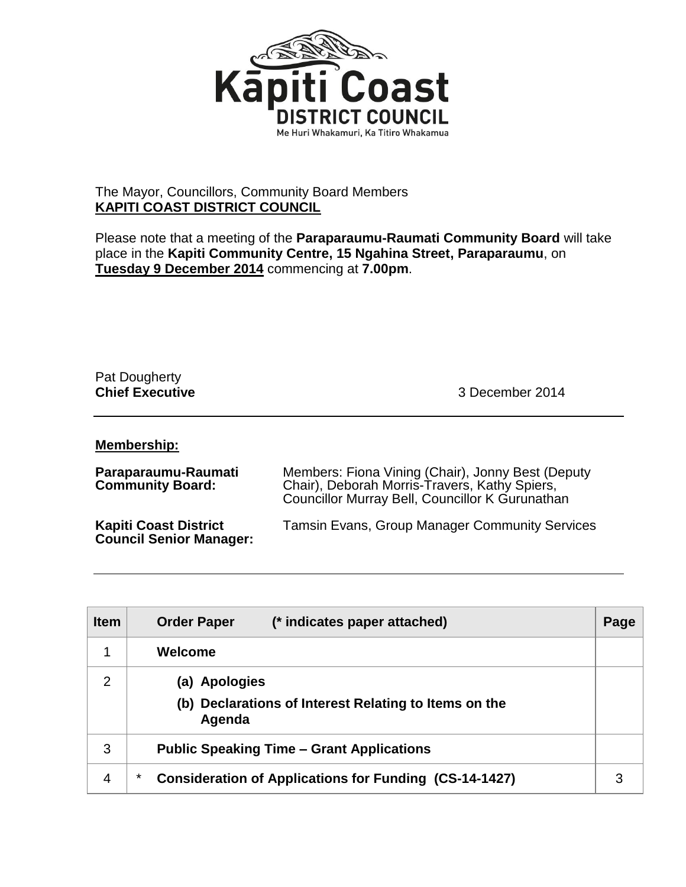Kāpiti Coast
DISTRICT COUNCIL
Me Huri Whakamuri, Ka Titiro Whakamua

The Mayor, Councillors, Community Board Members
**KAPITI COAST DISTRICT COUNCIL**

Please note that a meeting of the **Paraparaumu-Raumati Community Board** will take place in the **Kapiti Community Centre, 15 Ngahina Street, Paraparaumu**, on **Tuesday 9 December 2014** commencing at **7.00pm**.

Pat Dougherty
**Chief Executive**

3 December 2014

---

**Membership:**

| | |
|---|---|
| **Paraparaumu-Raumati Community Board:** | Members: Fiona Vining (Chair), Jonny Best (Deputy Chair), Deborah Morris-Travers, Kathy Spiers, Councillor Murray Bell, Councillor K Gurunathan |
| **Kapiti Coast District Council Senior Manager:** | Tamsin Evans, Group Manager Community Services |

---

| Item | Order Paper (* indicates paper attached) | Page |
|---|---|---|
| 1 | **Welcome** | |
| 2 | **(a) Apologies**<br>**(b) Declarations of Interest Relating to Items on the Agenda** | |
| 3 | **Public Speaking Time – Grant Applications** | |
| 4 | * **Consideration of Applications for Funding (CS-14-1427)** | 3 |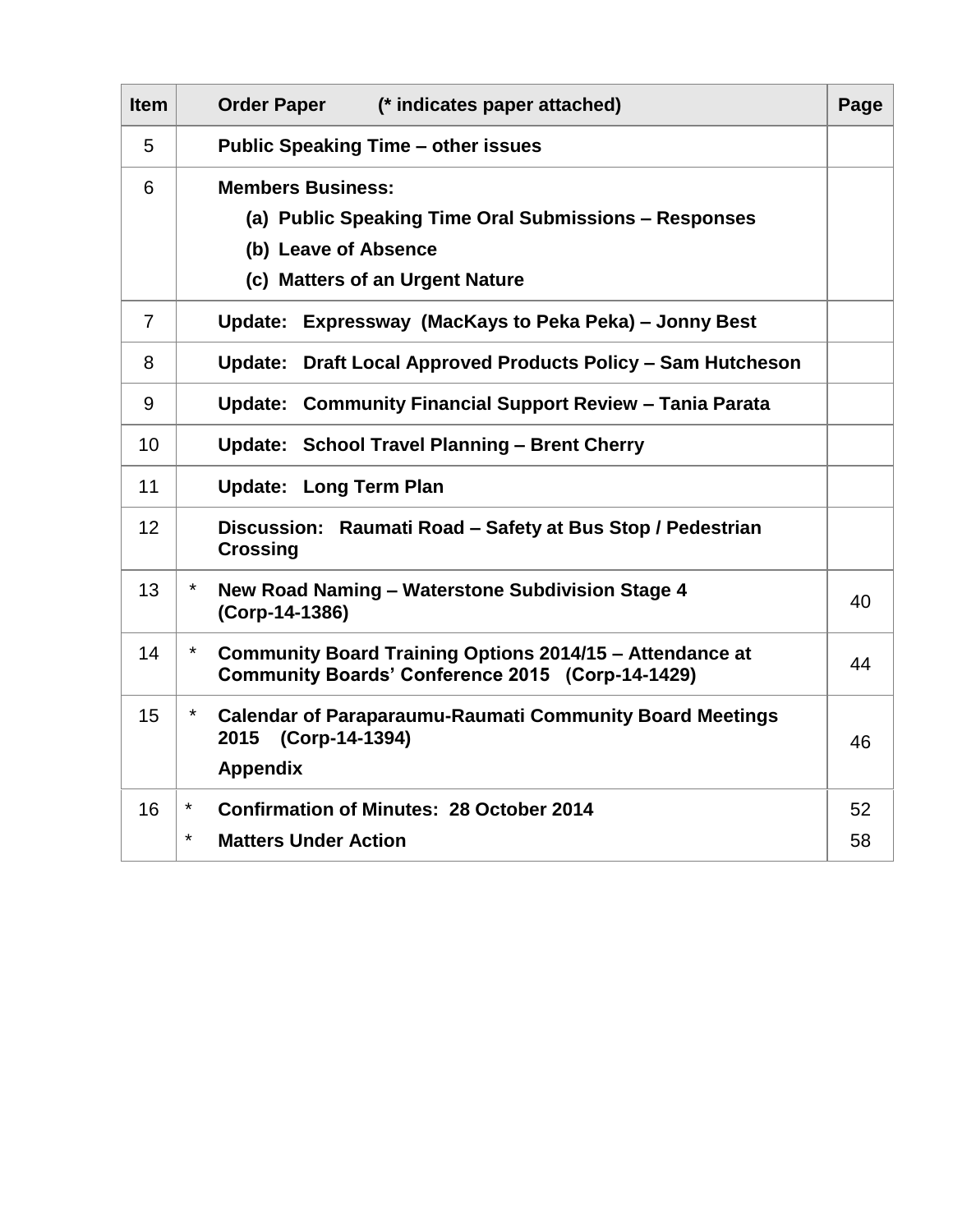| Item | | Order Paper (* indicates paper attached) | Page |
|---|---|---|---|
| 5 | | **Public Speaking Time – other issues** | |
| 6 | | **Members Business:**<br>**(a) Public Speaking Time Oral Submissions – Responses**<br>**(b) Leave of Absence**<br>**(c) Matters of an Urgent Nature** | |
| 7 | | **Update: Expressway (MacKays to Peka Peka) – Jonny Best** | |
| 8 | | **Update: Draft Local Approved Products Policy – Sam Hutcheson** | |
| 9 | | **Update: Community Financial Support Review – Tania Parata** | |
| 10 | | **Update: School Travel Planning – Brent Cherry** | |
| 11 | | **Update: Long Term Plan** | |
| 12 | | **Discussion: Raumati Road – Safety at Bus Stop / Pedestrian Crossing** | |
| 13 | * | **New Road Naming – Waterstone Subdivision Stage 4 (Corp-14-1386)** | 40 |
| 14 | * | **Community Board Training Options 2014/15 – Attendance at Community Boards' Conference 2015 (Corp-14-1429)** | 44 |
| 15 | * | **Calendar of Paraparaumu-Raumati Community Board Meetings 2015 (Corp-14-1394)**<br>**Appendix** | 46 |
| 16 | *<br>* | **Confirmation of Minutes: 28 October 2014**<br>**Matters Under Action** | 52<br>58 |